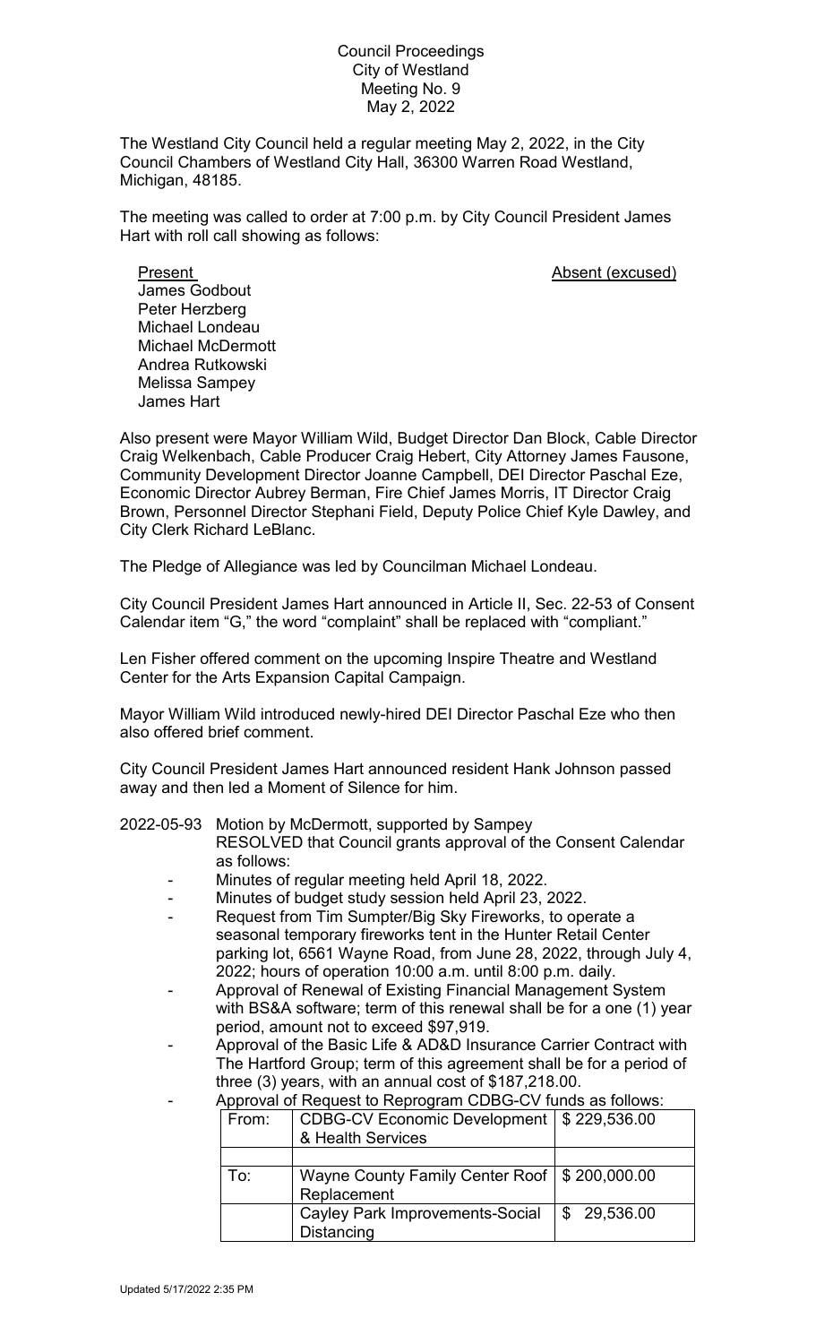Council Proceedings
City of Westland
Meeting No. 9
May 2, 2022

The Westland City Council held a regular meeting May 2, 2022, in the City Council Chambers of Westland City Hall, 36300 Warren Road Westland, Michigan, 48185.

The meeting was called to order at 7:00 p.m. by City Council President James Hart with roll call showing as follows:

| Present | Absent (excused) |
|---|---|
| James Godbout | |
| Peter Herzberg | |
| Michael Londeau | |
| Michael McDermott | |
| Andrea Rutkowski | |
| Melissa Sampey | |
| James Hart | |

Also present were Mayor William Wild, Budget Director Dan Block, Cable Director Craig Welkenbach, Cable Producer Craig Hebert, City Attorney James Fausone, Community Development Director Joanne Campbell, DEI Director Paschal Eze, Economic Director Aubrey Berman, Fire Chief James Morris, IT Director Craig Brown, Personnel Director Stephani Field, Deputy Police Chief Kyle Dawley, and City Clerk Richard LeBlanc.

The Pledge of Allegiance was led by Councilman Michael Londeau.

City Council President James Hart announced in Article II, Sec. 22-53 of Consent Calendar item "G," the word "complaint" shall be replaced with "compliant."

Len Fisher offered comment on the upcoming Inspire Theatre and Westland Center for the Arts Expansion Capital Campaign.

Mayor William Wild introduced newly-hired DEI Director Paschal Eze who then also offered brief comment.

City Council President James Hart announced resident Hank Johnson passed away and then led a Moment of Silence for him.

2022-05-93 Motion by McDermott, supported by Sampey
RESOLVED that Council grants approval of the Consent Calendar as follows:

- Minutes of regular meeting held April 18, 2022.
- Minutes of budget study session held April 23, 2022.
- Request from Tim Sumpter/Big Sky Fireworks, to operate a seasonal temporary fireworks tent in the Hunter Retail Center parking lot, 6561 Wayne Road, from June 28, 2022, through July 4, 2022; hours of operation 10:00 a.m. until 8:00 p.m. daily.
- Approval of Renewal of Existing Financial Management System with BS&A software; term of this renewal shall be for a one (1) year period, amount not to exceed $97,919.
- Approval of the Basic Life & AD&D Insurance Carrier Contract with The Hartford Group; term of this agreement shall be for a period of three (3) years, with an annual cost of $187,218.00.
- Approval of Request to Reprogram CDBG-CV funds as follows:

| | | |
|---|---|---|
| From: | CDBG-CV Economic Development & Health Services | $ 229,536.00 |
| | | |
| To: | Wayne County Family Center Roof Replacement | $ 200,000.00 |
| | Cayley Park Improvements-Social Distancing | $ 29,536.00 |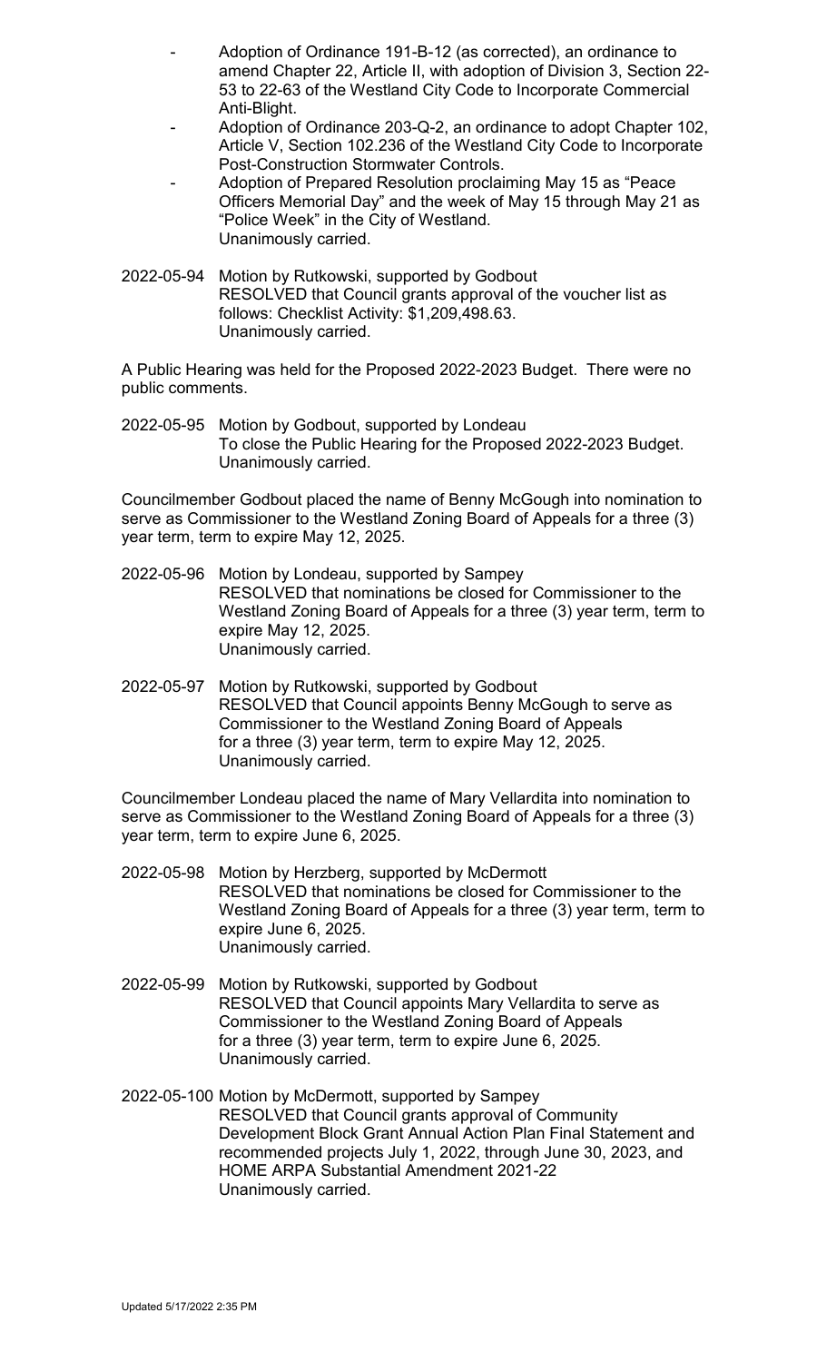- Adoption of Ordinance 191-B-12 (as corrected), an ordinance to amend Chapter 22, Article II, with adoption of Division 3, Section 22-53 to 22-63 of the Westland City Code to Incorporate Commercial Anti-Blight.
- Adoption of Ordinance 203-Q-2, an ordinance to adopt Chapter 102, Article V, Section 102.236 of the Westland City Code to Incorporate Post-Construction Stormwater Controls.
- Adoption of Prepared Resolution proclaiming May 15 as "Peace Officers Memorial Day" and the week of May 15 through May 21 as "Police Week" in the City of Westland.

Unanimously carried.

2022-05-94 Motion by Rutkowski, supported by Godbout
RESOLVED that Council grants approval of the voucher list as follows: Checklist Activity: $1,209,498.63.
Unanimously carried.

A Public Hearing was held for the Proposed 2022-2023 Budget. There were no public comments.

2022-05-95 Motion by Godbout, supported by Londeau
To close the Public Hearing for the Proposed 2022-2023 Budget.
Unanimously carried.

Councilmember Godbout placed the name of Benny McGough into nomination to serve as Commissioner to the Westland Zoning Board of Appeals for a three (3) year term, term to expire May 12, 2025.

2022-05-96 Motion by Londeau, supported by Sampey
RESOLVED that nominations be closed for Commissioner to the Westland Zoning Board of Appeals for a three (3) year term, term to expire May 12, 2025.
Unanimously carried.

2022-05-97 Motion by Rutkowski, supported by Godbout
RESOLVED that Council appoints Benny McGough to serve as Commissioner to the Westland Zoning Board of Appeals for a three (3) year term, term to expire May 12, 2025.
Unanimously carried.

Councilmember Londeau placed the name of Mary Vellardita into nomination to serve as Commissioner to the Westland Zoning Board of Appeals for a three (3) year term, term to expire June 6, 2025.

2022-05-98 Motion by Herzberg, supported by McDermott
RESOLVED that nominations be closed for Commissioner to the Westland Zoning Board of Appeals for a three (3) year term, term to expire June 6, 2025.
Unanimously carried.

2022-05-99 Motion by Rutkowski, supported by Godbout
RESOLVED that Council appoints Mary Vellardita to serve as Commissioner to the Westland Zoning Board of Appeals for a three (3) year term, term to expire June 6, 2025.
Unanimously carried.

2022-05-100 Motion by McDermott, supported by Sampey
RESOLVED that Council grants approval of Community Development Block Grant Annual Action Plan Final Statement and recommended projects July 1, 2022, through June 30, 2023, and HOME ARPA Substantial Amendment 2021-22
Unanimously carried.

Updated 5/17/2022 2:35 PM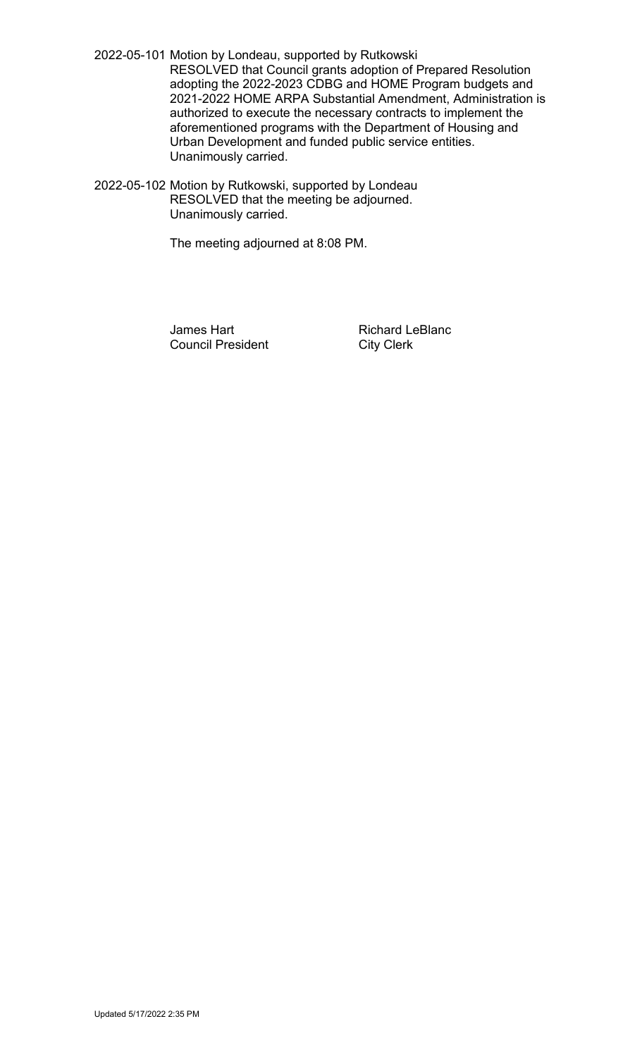2022-05-101 Motion by Londeau, supported by Rutkowski
RESOLVED that Council grants adoption of Prepared Resolution adopting the 2022-2023 CDBG and HOME Program budgets and 2021-2022 HOME ARPA Substantial Amendment, Administration is authorized to execute the necessary contracts to implement the aforementioned programs with the Department of Housing and Urban Development and funded public service entities.
Unanimously carried.

2022-05-102 Motion by Rutkowski, supported by Londeau
RESOLVED that the meeting be adjourned.
Unanimously carried.

The meeting adjourned at 8:08 PM.

James Hart
Council President

Richard LeBlanc
City Clerk

Updated 5/17/2022 2:35 PM